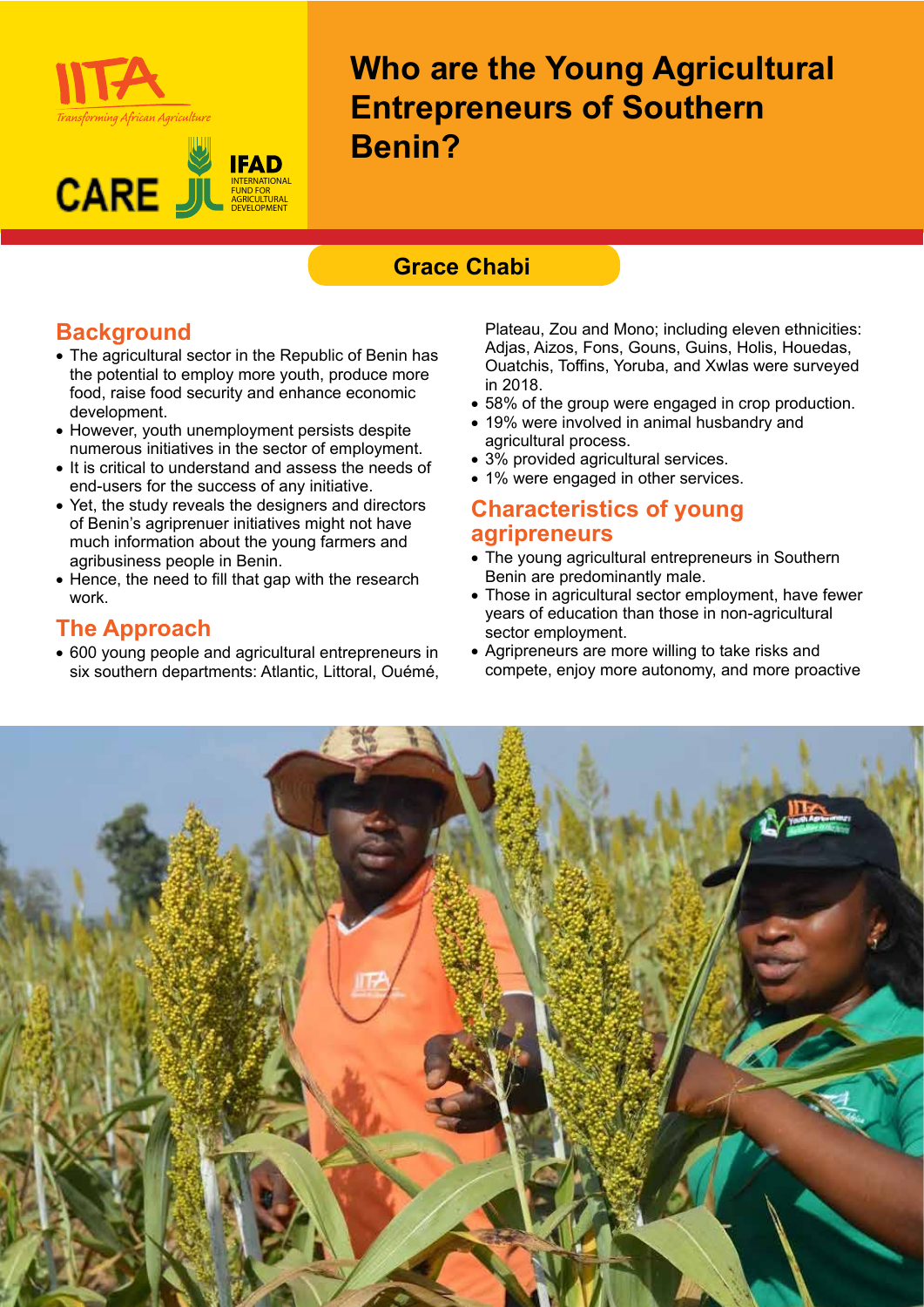# Who are the Young Agricultural Entrepreneurs of Southern Benin?

**Grace Chabi**

## Background

- The agricultural sector in the Republic of Benin has the potential to employ more youth, produce more food, raise food security and enhance economic development.
- However, youth unemployment persists despite numerous initiatives in the sector of employment.
- It is critical to understand and assess the needs of end-users for the success of any initiative.
- Yet, the study reveals the designers and directors of Benin's agriprenuer initiatives might not have much information about the young farmers and agribusiness people in Benin.
- Hence, the need to fill that gap with the research work.

## The Approach

- 600 young people and agricultural entrepreneurs in six southern departments: Atlantic, Littoral, Ouémé, Plateau, Zou and Mono; including eleven ethnicities: Adjas, Aizos, Fons, Gouns, Guins, Holis, Houedas, Ouatchis, Toffins, Yoruba, and Xwlas were surveyed in 2018.
- 58% of the group were engaged in crop production.
- 19% were involved in animal husbandry and agricultural process.
- 3% provided agricultural services.
- 1% were engaged in other services.

## Characteristics of young agripreneurs

- The young agricultural entrepreneurs in Southern Benin are predominantly male.
- Those in agricultural sector employment, have fewer years of education than those in non-agricultural sector employment.
- Agripreneurs are more willing to take risks and compete, enjoy more autonomy, and more proactive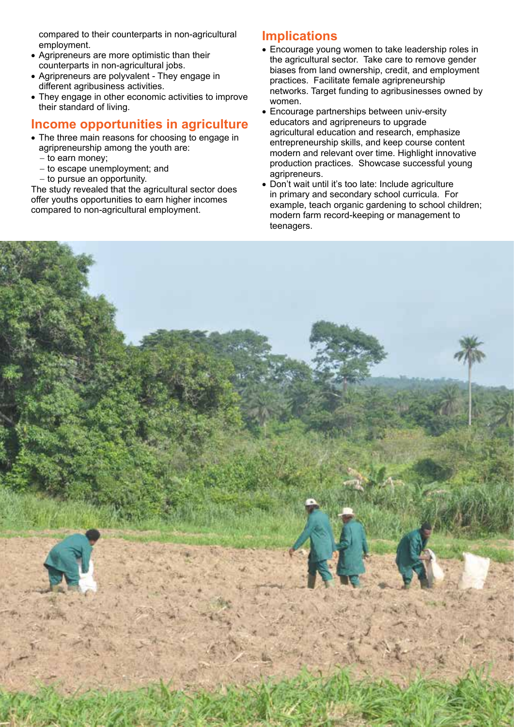compared to their counterparts in non-agricultural employment.
- Agripreneurs are more optimistic than their counterparts in non-agricultural jobs.
- Agripreneurs are polyvalent - They engage in different agribusiness activities.
- They engage in other economic activities to improve their standard of living.

## Income opportunities in agriculture

- The three main reasons for choosing to engage in agripreneurship among the youth are:
  - to earn money;
  - to escape unemployment; and
  - to pursue an opportunity.

The study revealed that the agricultural sector does offer youths opportunities to earn higher incomes compared to non-agricultural employment.

## Implications

- Encourage young women to take leadership roles in the agricultural sector. Take care to remove gender biases from land ownership, credit, and employment practices. Facilitate female agripreneurship networks. Target funding to agribusinesses owned by women.
- Encourage partnerships between univ-ersity educators and agripreneurs to upgrade agricultural education and research, emphasize entrepreneurship skills, and keep course content modern and relevant over time. Highlight innovative production practices. Showcase successful young agripreneurs.
- Don't wait until it's too late: Include agriculture in primary and secondary school curricula. For example, teach organic gardening to school children; modern farm record-keeping or management to teenagers.